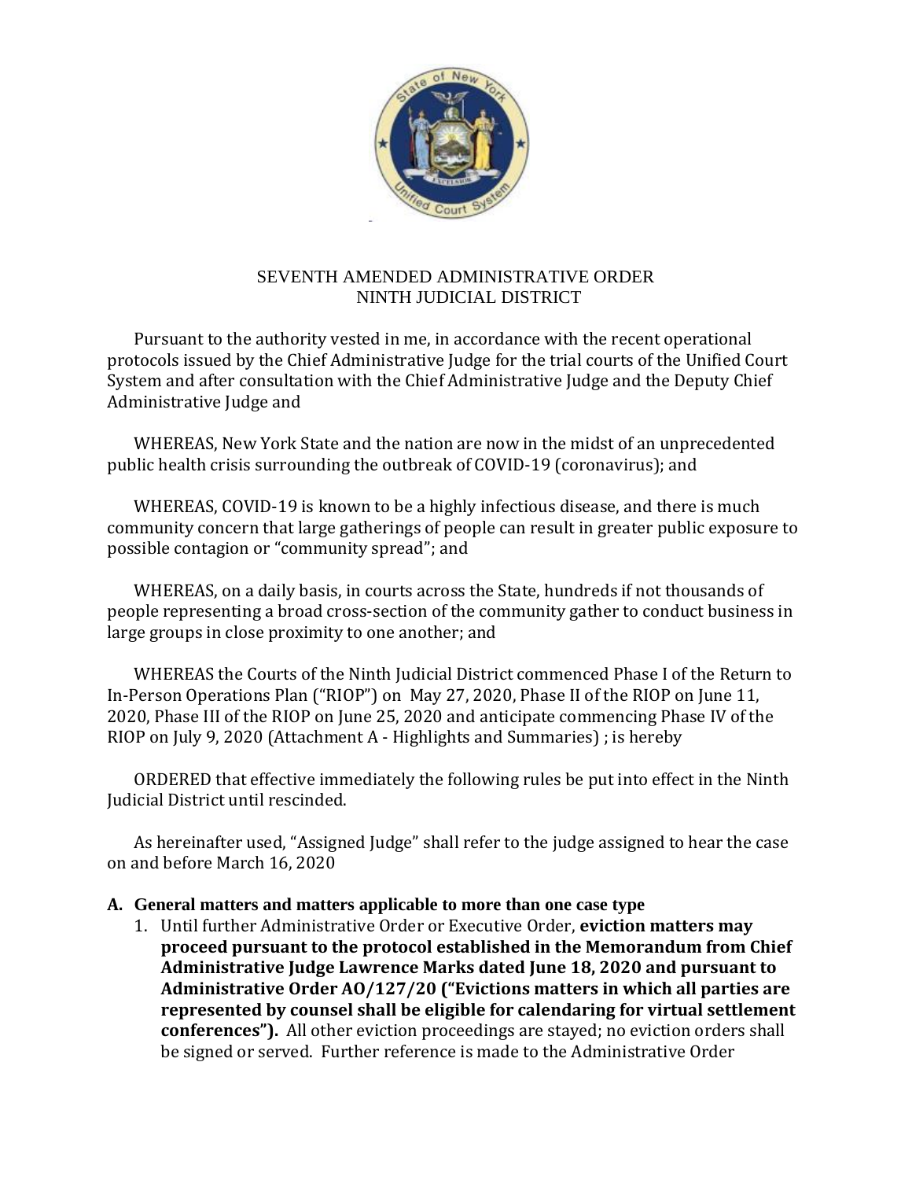SEVENTH AMENDED ADMINISTRATIVE ORDER
NINTH JUDICIAL DISTRICT

Pursuant to the authority vested in me, in accordance with the recent operational protocols issued by the Chief Administrative Judge for the trial courts of the Unified Court System and after consultation with the Chief Administrative Judge and the Deputy Chief Administrative Judge and

WHEREAS, New York State and the nation are now in the midst of an unprecedented public health crisis surrounding the outbreak of COVID-19 (coronavirus); and

WHEREAS, COVID-19 is known to be a highly infectious disease, and there is much community concern that large gatherings of people can result in greater public exposure to possible contagion or "community spread"; and

WHEREAS, on a daily basis, in courts across the State, hundreds if not thousands of people representing a broad cross-section of the community gather to conduct business in large groups in close proximity to one another; and

WHEREAS the Courts of the Ninth Judicial District commenced Phase I of the Return to In-Person Operations Plan ("RIOP") on May 27, 2020, Phase II of the RIOP on June 11, 2020, Phase III of the RIOP on June 25, 2020 and anticipate commencing Phase IV of the RIOP on July 9, 2020 (Attachment A - Highlights and Summaries) ; is hereby

ORDERED that effective immediately the following rules be put into effect in the Ninth Judicial District until rescinded.

As hereinafter used, "Assigned Judge" shall refer to the judge assigned to hear the case on and before March 16, 2020

**A. General matters and matters applicable to more than one case type**

1. Until further Administrative Order or Executive Order, **eviction matters may proceed pursuant to the protocol established in the Memorandum from Chief Administrative Judge Lawrence Marks dated June 18, 2020 and pursuant to Administrative Order AO/127/20 ("Evictions matters in which all parties are represented by counsel shall be eligible for calendaring for virtual settlement conferences").** All other eviction proceedings are stayed; no eviction orders shall be signed or served. Further reference is made to the Administrative Order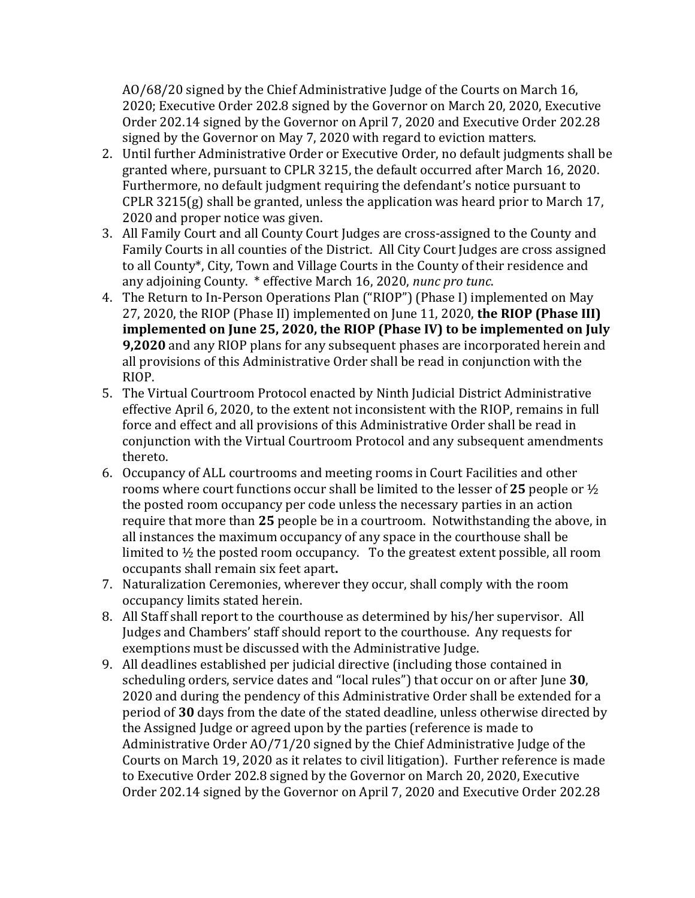AO/68/20 signed by the Chief Administrative Judge of the Courts on March 16, 2020; Executive Order 202.8 signed by the Governor on March 20, 2020, Executive Order 202.14 signed by the Governor on April 7, 2020 and Executive Order 202.28 signed by the Governor on May 7, 2020 with regard to eviction matters.

2. Until further Administrative Order or Executive Order, no default judgments shall be granted where, pursuant to CPLR 3215, the default occurred after March 16, 2020. Furthermore, no default judgment requiring the defendant's notice pursuant to CPLR 3215(g) shall be granted, unless the application was heard prior to March 17, 2020 and proper notice was given.
3. All Family Court and all County Court Judges are cross-assigned to the County and Family Courts in all counties of the District. All City Court Judges are cross assigned to all County*, City, Town and Village Courts in the County of their residence and any adjoining County. * effective March 16, 2020, *nunc pro tunc*.
4. The Return to In-Person Operations Plan ("RIOP") (Phase I) implemented on May 27, 2020, the RIOP (Phase II) implemented on June 11, 2020, **the RIOP (Phase III) implemented on June 25, 2020, the RIOP (Phase IV) to be implemented on July 9,2020** and any RIOP plans for any subsequent phases are incorporated herein and all provisions of this Administrative Order shall be read in conjunction with the RIOP.
5. The Virtual Courtroom Protocol enacted by Ninth Judicial District Administrative effective April 6, 2020, to the extent not inconsistent with the RIOP, remains in full force and effect and all provisions of this Administrative Order shall be read in conjunction with the Virtual Courtroom Protocol and any subsequent amendments thereto.
6. Occupancy of ALL courtrooms and meeting rooms in Court Facilities and other rooms where court functions occur shall be limited to the lesser of **25** people or ½ the posted room occupancy per code unless the necessary parties in an action require that more than **25** people be in a courtroom. Notwithstanding the above, in all instances the maximum occupancy of any space in the courthouse shall be limited to ½ the posted room occupancy. To the greatest extent possible, all room occupants shall remain six feet apart**.**
7. Naturalization Ceremonies, wherever they occur, shall comply with the room occupancy limits stated herein.
8. All Staff shall report to the courthouse as determined by his/her supervisor. All Judges and Chambers' staff should report to the courthouse. Any requests for exemptions must be discussed with the Administrative Judge.
9. All deadlines established per judicial directive (including those contained in scheduling orders, service dates and "local rules") that occur on or after June **30**, 2020 and during the pendency of this Administrative Order shall be extended for a period of **30** days from the date of the stated deadline, unless otherwise directed by the Assigned Judge or agreed upon by the parties (reference is made to Administrative Order AO/71/20 signed by the Chief Administrative Judge of the Courts on March 19, 2020 as it relates to civil litigation). Further reference is made to Executive Order 202.8 signed by the Governor on March 20, 2020, Executive Order 202.14 signed by the Governor on April 7, 2020 and Executive Order 202.28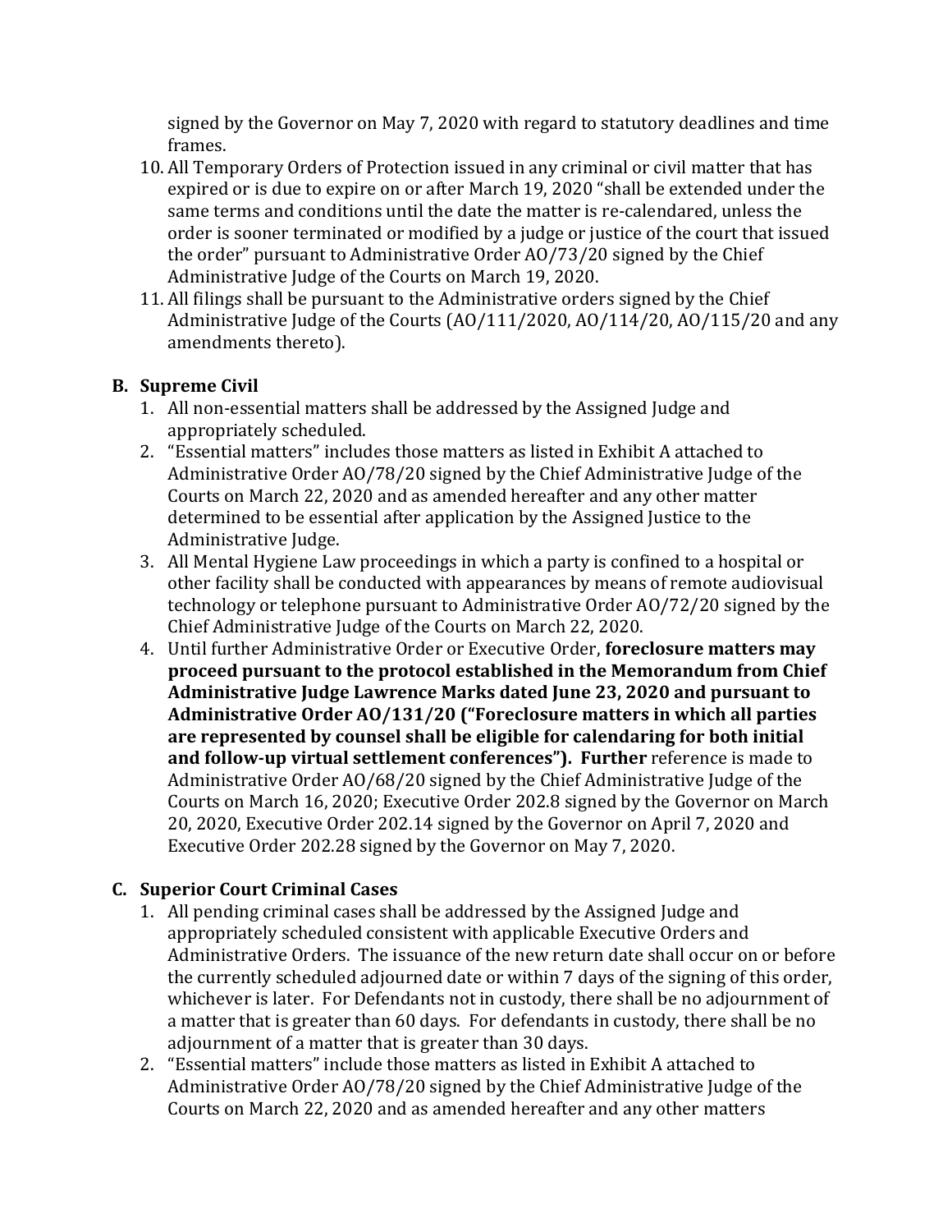signed by the Governor on May 7, 2020 with regard to statutory deadlines and time frames.

10. All Temporary Orders of Protection issued in any criminal or civil matter that has expired or is due to expire on or after March 19, 2020 "shall be extended under the same terms and conditions until the date the matter is re-calendared, unless the order is sooner terminated or modified by a judge or justice of the court that issued the order" pursuant to Administrative Order AO/73/20 signed by the Chief Administrative Judge of the Courts on March 19, 2020.
11. All filings shall be pursuant to the Administrative orders signed by the Chief Administrative Judge of the Courts (AO/111/2020, AO/114/20, AO/115/20 and any amendments thereto).

**B. Supreme Civil**

1. All non-essential matters shall be addressed by the Assigned Judge and appropriately scheduled.
2. "Essential matters" includes those matters as listed in Exhibit A attached to Administrative Order AO/78/20 signed by the Chief Administrative Judge of the Courts on March 22, 2020 and as amended hereafter and any other matter determined to be essential after application by the Assigned Justice to the Administrative Judge.
3. All Mental Hygiene Law proceedings in which a party is confined to a hospital or other facility shall be conducted with appearances by means of remote audiovisual technology or telephone pursuant to Administrative Order AO/72/20 signed by the Chief Administrative Judge of the Courts on March 22, 2020.
4. Until further Administrative Order or Executive Order, **foreclosure matters may proceed pursuant to the protocol established in the Memorandum from Chief Administrative Judge Lawrence Marks dated June 23, 2020 and pursuant to Administrative Order AO/131/20 ("Foreclosure matters in which all parties are represented by counsel shall be eligible for calendaring for both initial and follow-up virtual settlement conferences"). Further** reference is made to Administrative Order AO/68/20 signed by the Chief Administrative Judge of the Courts on March 16, 2020; Executive Order 202.8 signed by the Governor on March 20, 2020, Executive Order 202.14 signed by the Governor on April 7, 2020 and Executive Order 202.28 signed by the Governor on May 7, 2020.

**C. Superior Court Criminal Cases**

1. All pending criminal cases shall be addressed by the Assigned Judge and appropriately scheduled consistent with applicable Executive Orders and Administrative Orders. The issuance of the new return date shall occur on or before the currently scheduled adjourned date or within 7 days of the signing of this order, whichever is later. For Defendants not in custody, there shall be no adjournment of a matter that is greater than 60 days. For defendants in custody, there shall be no adjournment of a matter that is greater than 30 days.
2. "Essential matters" include those matters as listed in Exhibit A attached to Administrative Order AO/78/20 signed by the Chief Administrative Judge of the Courts on March 22, 2020 and as amended hereafter and any other matters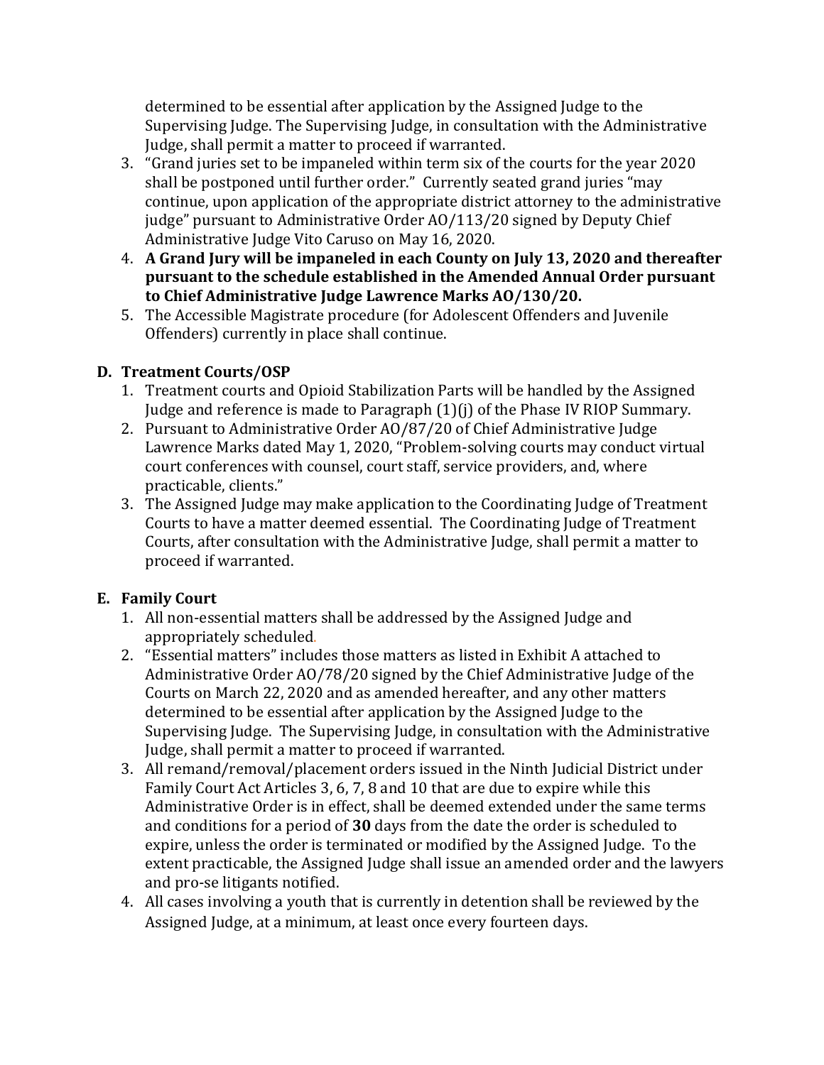determined to be essential after application by the Assigned Judge to the Supervising Judge. The Supervising Judge, in consultation with the Administrative Judge, shall permit a matter to proceed if warranted.

3. "Grand juries set to be impaneled within term six of the courts for the year 2020 shall be postponed until further order." Currently seated grand juries "may continue, upon application of the appropriate district attorney to the administrative judge" pursuant to Administrative Order AO/113/20 signed by Deputy Chief Administrative Judge Vito Caruso on May 16, 2020.
4. **A Grand Jury will be impaneled in each County on July 13, 2020 and thereafter pursuant to the schedule established in the Amended Annual Order pursuant to Chief Administrative Judge Lawrence Marks AO/130/20.**
5. The Accessible Magistrate procedure (for Adolescent Offenders and Juvenile Offenders) currently in place shall continue.

### D. Treatment Courts/OSP

1. Treatment courts and Opioid Stabilization Parts will be handled by the Assigned Judge and reference is made to Paragraph (1)(j) of the Phase IV RIOP Summary.
2. Pursuant to Administrative Order AO/87/20 of Chief Administrative Judge Lawrence Marks dated May 1, 2020, "Problem-solving courts may conduct virtual court conferences with counsel, court staff, service providers, and, where practicable, clients."
3. The Assigned Judge may make application to the Coordinating Judge of Treatment Courts to have a matter deemed essential. The Coordinating Judge of Treatment Courts, after consultation with the Administrative Judge, shall permit a matter to proceed if warranted.

### E. Family Court

1. All non-essential matters shall be addressed by the Assigned Judge and appropriately scheduled.
2. "Essential matters" includes those matters as listed in Exhibit A attached to Administrative Order AO/78/20 signed by the Chief Administrative Judge of the Courts on March 22, 2020 and as amended hereafter, and any other matters determined to be essential after application by the Assigned Judge to the Supervising Judge. The Supervising Judge, in consultation with the Administrative Judge, shall permit a matter to proceed if warranted.
3. All remand/removal/placement orders issued in the Ninth Judicial District under Family Court Act Articles 3, 6, 7, 8 and 10 that are due to expire while this Administrative Order is in effect, shall be deemed extended under the same terms and conditions for a period of **30** days from the date the order is scheduled to expire, unless the order is terminated or modified by the Assigned Judge. To the extent practicable, the Assigned Judge shall issue an amended order and the lawyers and pro-se litigants notified.
4. All cases involving a youth that is currently in detention shall be reviewed by the Assigned Judge, at a minimum, at least once every fourteen days.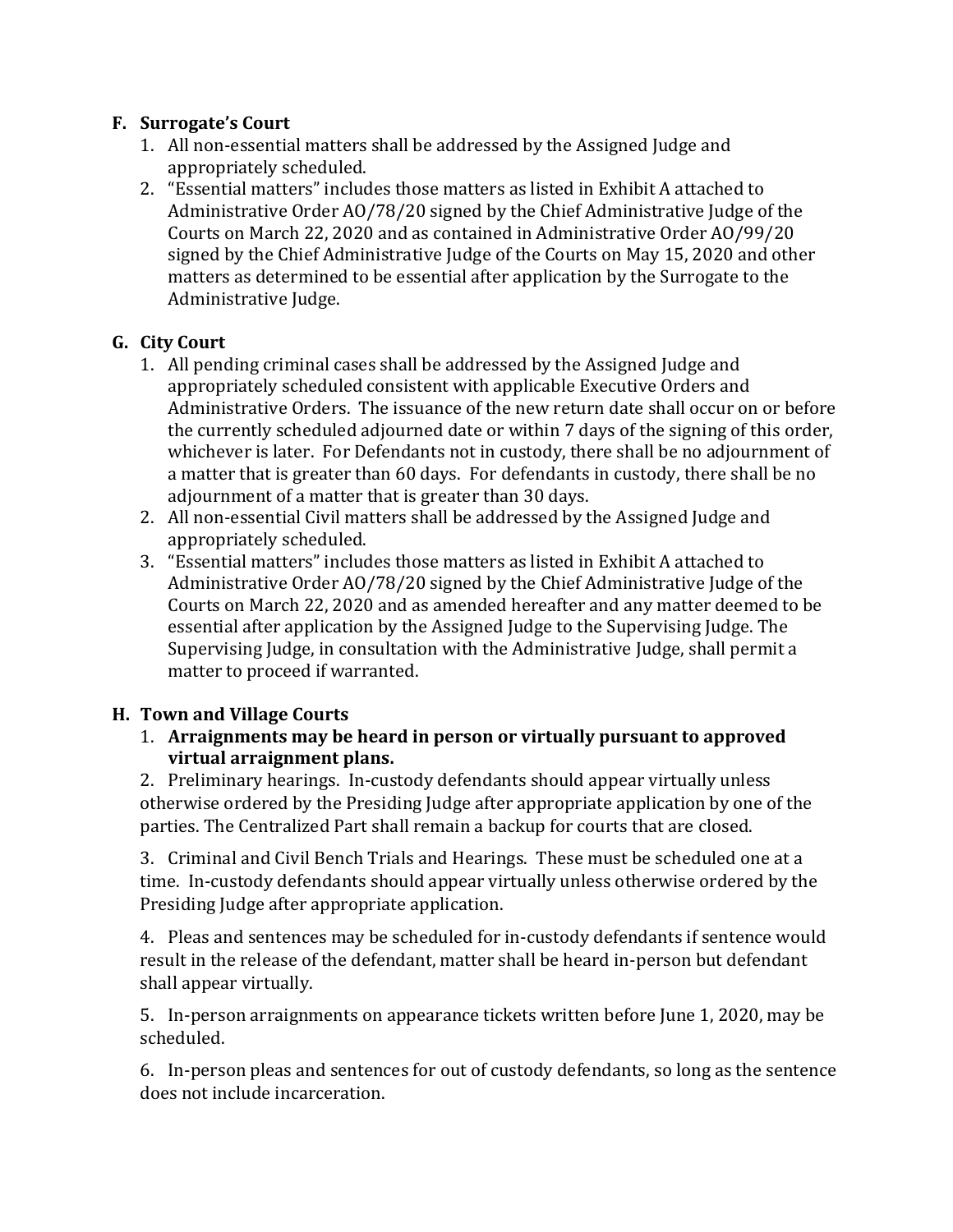**F. Surrogate's Court**

1. All non-essential matters shall be addressed by the Assigned Judge and appropriately scheduled.
2. "Essential matters" includes those matters as listed in Exhibit A attached to Administrative Order AO/78/20 signed by the Chief Administrative Judge of the Courts on March 22, 2020 and as contained in Administrative Order AO/99/20 signed by the Chief Administrative Judge of the Courts on May 15, 2020 and other matters as determined to be essential after application by the Surrogate to the Administrative Judge.

**G. City Court**

1. All pending criminal cases shall be addressed by the Assigned Judge and appropriately scheduled consistent with applicable Executive Orders and Administrative Orders. The issuance of the new return date shall occur on or before the currently scheduled adjourned date or within 7 days of the signing of this order, whichever is later. For Defendants not in custody, there shall be no adjournment of a matter that is greater than 60 days. For defendants in custody, there shall be no adjournment of a matter that is greater than 30 days.
2. All non-essential Civil matters shall be addressed by the Assigned Judge and appropriately scheduled.
3. "Essential matters" includes those matters as listed in Exhibit A attached to Administrative Order AO/78/20 signed by the Chief Administrative Judge of the Courts on March 22, 2020 and as amended hereafter and any matter deemed to be essential after application by the Assigned Judge to the Supervising Judge. The Supervising Judge, in consultation with the Administrative Judge, shall permit a matter to proceed if warranted.

**H. Town and Village Courts**

1. **Arraignments may be heard in person or virtually pursuant to approved virtual arraignment plans.**

2. Preliminary hearings. In-custody defendants should appear virtually unless otherwise ordered by the Presiding Judge after appropriate application by one of the parties. The Centralized Part shall remain a backup for courts that are closed.

3. Criminal and Civil Bench Trials and Hearings. These must be scheduled one at a time. In-custody defendants should appear virtually unless otherwise ordered by the Presiding Judge after appropriate application.

4. Pleas and sentences may be scheduled for in-custody defendants if sentence would result in the release of the defendant, matter shall be heard in-person but defendant shall appear virtually.

5. In-person arraignments on appearance tickets written before June 1, 2020, may be scheduled.

6. In-person pleas and sentences for out of custody defendants, so long as the sentence does not include incarceration.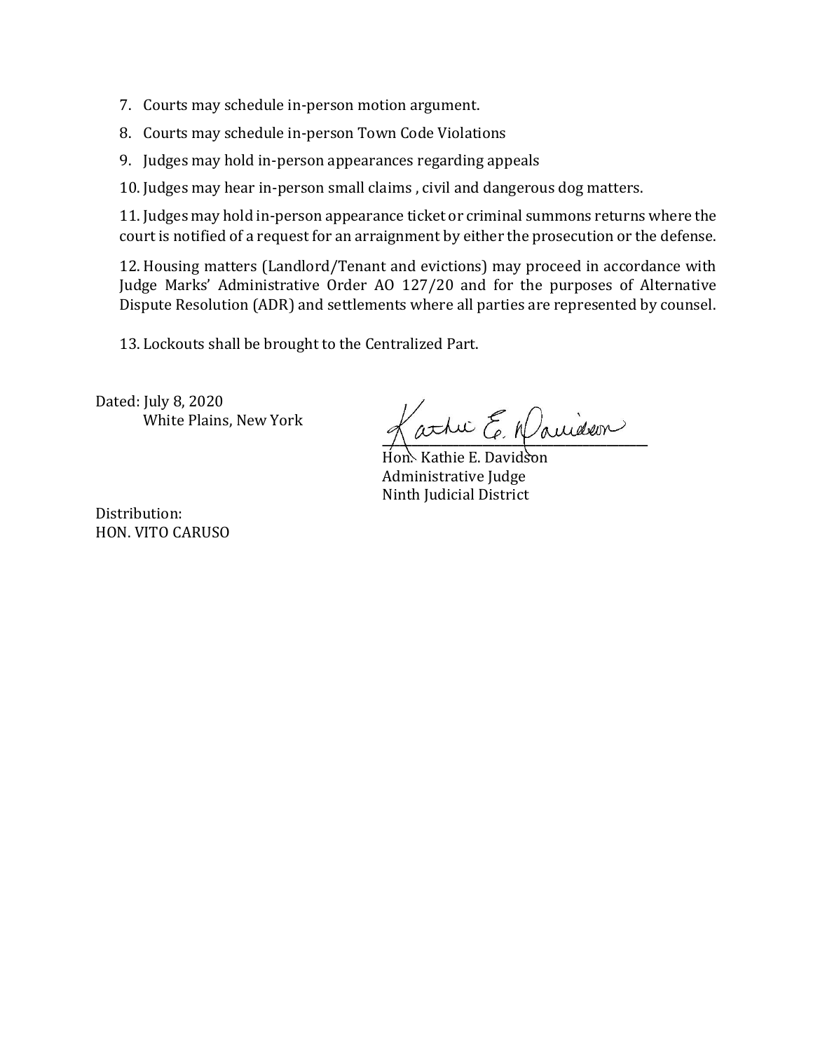7. Courts may schedule in-person motion argument.
8. Courts may schedule in-person Town Code Violations
9. Judges may hold in-person appearances regarding appeals
10. Judges may hear in-person small claims , civil and dangerous dog matters.
11. Judges may hold in-person appearance ticket or criminal summons returns where the court is notified of a request for an arraignment by either the prosecution or the defense.
12. Housing matters (Landlord/Tenant and evictions) may proceed in accordance with Judge Marks' Administrative Order AO 127/20 and for the purposes of Alternative Dispute Resolution (ADR) and settlements where all parties are represented by counsel.
13. Lockouts shall be brought to the Centralized Part.

Dated: July 8, 2020
White Plains, New York

Hon. Kathie E. Davidson
Administrative Judge
Ninth Judicial District

Distribution:
HON. VITO CARUSO